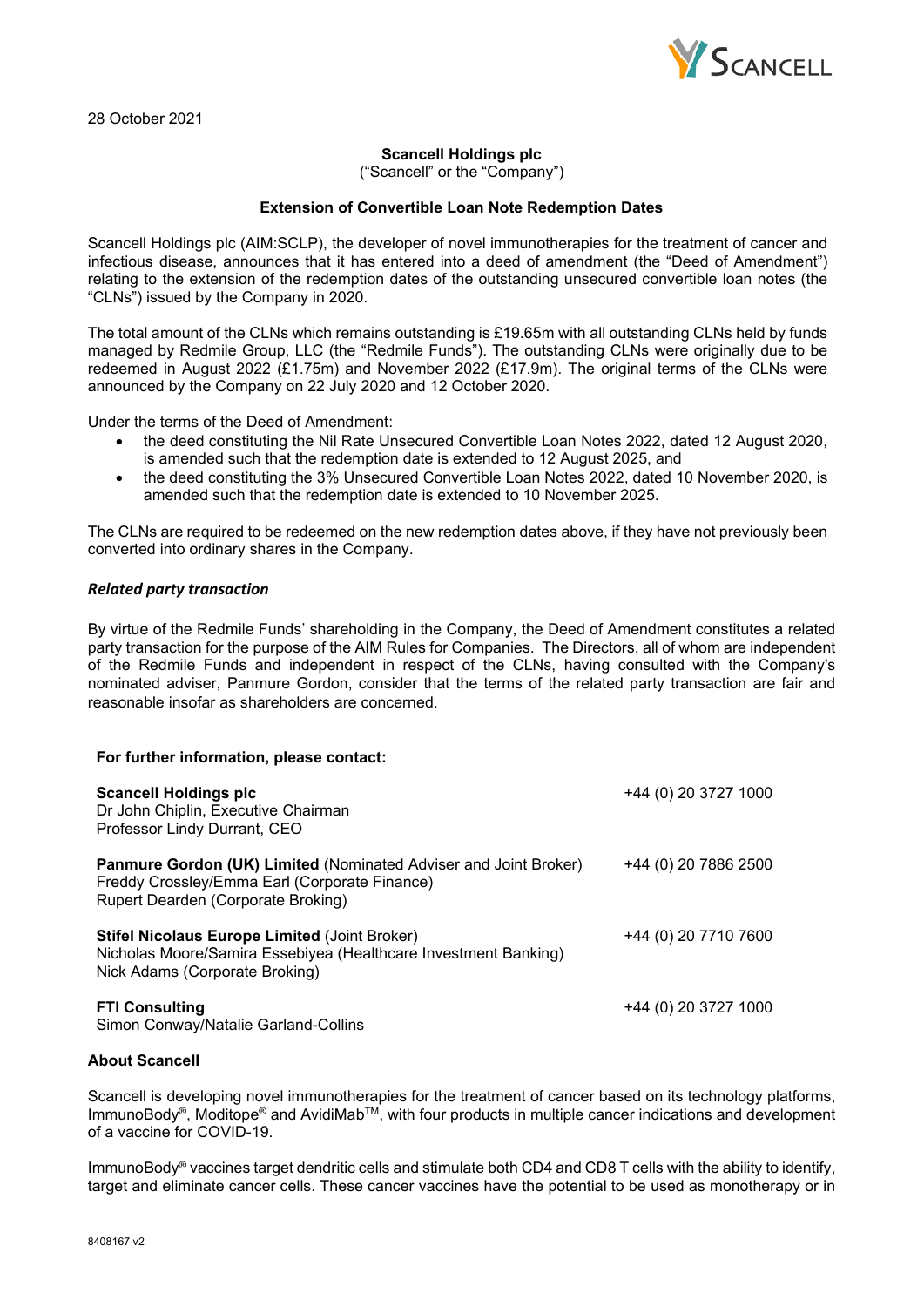28 October 2021

**Scancell Holdings plc**
("Scancell" or the "Company")

**Extension of Convertible Loan Note Redemption Dates**

Scancell Holdings plc (AIM:SCLP), the developer of novel immunotherapies for the treatment of cancer and infectious disease, announces that it has entered into a deed of amendment (the "Deed of Amendment") relating to the extension of the redemption dates of the outstanding unsecured convertible loan notes (the "CLNs") issued by the Company in 2020.

The total amount of the CLNs which remains outstanding is £19.65m with all outstanding CLNs held by funds managed by Redmile Group, LLC (the "Redmile Funds"). The outstanding CLNs were originally due to be redeemed in August 2022 (£1.75m) and November 2022 (£17.9m). The original terms of the CLNs were announced by the Company on 22 July 2020 and 12 October 2020.

Under the terms of the Deed of Amendment:

- the deed constituting the Nil Rate Unsecured Convertible Loan Notes 2022, dated 12 August 2020, is amended such that the redemption date is extended to 12 August 2025, and
- the deed constituting the 3% Unsecured Convertible Loan Notes 2022, dated 10 November 2020, is amended such that the redemption date is extended to 10 November 2025.

The CLNs are required to be redeemed on the new redemption dates above, if they have not previously been converted into ordinary shares in the Company.

***Related party transaction***

By virtue of the Redmile Funds' shareholding in the Company, the Deed of Amendment constitutes a related party transaction for the purpose of the AIM Rules for Companies. The Directors, all of whom are independent of the Redmile Funds and independent in respect of the CLNs, having consulted with the Company's nominated adviser, Panmure Gordon, consider that the terms of the related party transaction are fair and reasonable insofar as shareholders are concerned.

**For further information, please contact:**

| | |
|---|---|
| **Scancell Holdings plc**<br>Dr John Chiplin, Executive Chairman<br>Professor Lindy Durrant, CEO | +44 (0) 20 3727 1000 |
| **Panmure Gordon (UK) Limited** (Nominated Adviser and Joint Broker)<br>Freddy Crossley/Emma Earl (Corporate Finance)<br>Rupert Dearden (Corporate Broking) | +44 (0) 20 7886 2500 |
| **Stifel Nicolaus Europe Limited** (Joint Broker)<br>Nicholas Moore/Samira Essebiyea (Healthcare Investment Banking)<br>Nick Adams (Corporate Broking) | +44 (0) 20 7710 7600 |
| **FTI Consulting**<br>Simon Conway/Natalie Garland-Collins | +44 (0) 20 3727 1000 |

**About Scancell**

Scancell is developing novel immunotherapies for the treatment of cancer based on its technology platforms, ImmunoBody®, Moditope® and AvidiMab™, with four products in multiple cancer indications and development of a vaccine for COVID-19.

ImmunoBody® vaccines target dendritic cells and stimulate both CD4 and CD8 T cells with the ability to identify, target and eliminate cancer cells. These cancer vaccines have the potential to be used as monotherapy or in

8408167 v2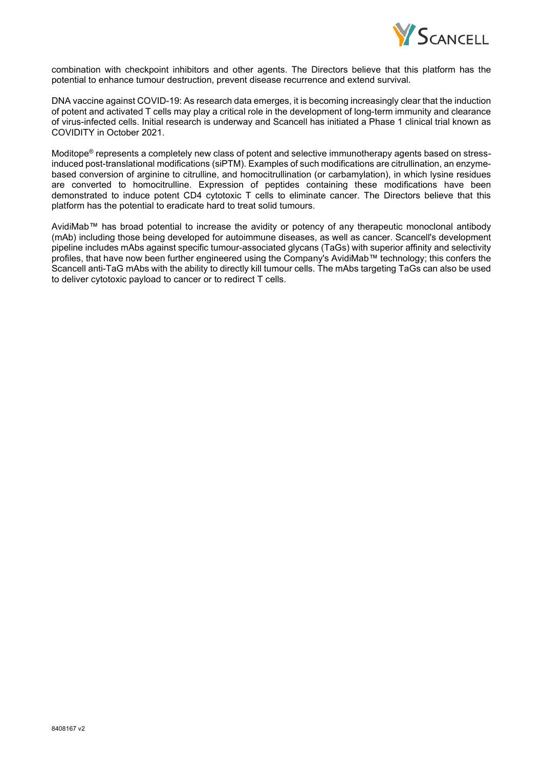combination with checkpoint inhibitors and other agents. The Directors believe that this platform has the potential to enhance tumour destruction, prevent disease recurrence and extend survival.

DNA vaccine against COVID-19: As research data emerges, it is becoming increasingly clear that the induction of potent and activated T cells may play a critical role in the development of long-term immunity and clearance of virus-infected cells. Initial research is underway and Scancell has initiated a Phase 1 clinical trial known as COVIDITY in October 2021.

Moditope® represents a completely new class of potent and selective immunotherapy agents based on stress-induced post-translational modifications (siPTM). Examples of such modifications are citrullination, an enzyme-based conversion of arginine to citrulline, and homocitrullination (or carbamylation), in which lysine residues are converted to homocitrulline. Expression of peptides containing these modifications have been demonstrated to induce potent CD4 cytotoxic T cells to eliminate cancer. The Directors believe that this platform has the potential to eradicate hard to treat solid tumours.

AvidiMab™ has broad potential to increase the avidity or potency of any therapeutic monoclonal antibody (mAb) including those being developed for autoimmune diseases, as well as cancer. Scancell's development pipeline includes mAbs against specific tumour-associated glycans (TaGs) with superior affinity and selectivity profiles, that have now been further engineered using the Company's AvidiMab™ technology; this confers the Scancell anti-TaG mAbs with the ability to directly kill tumour cells. The mAbs targeting TaGs can also be used to deliver cytotoxic payload to cancer or to redirect T cells.